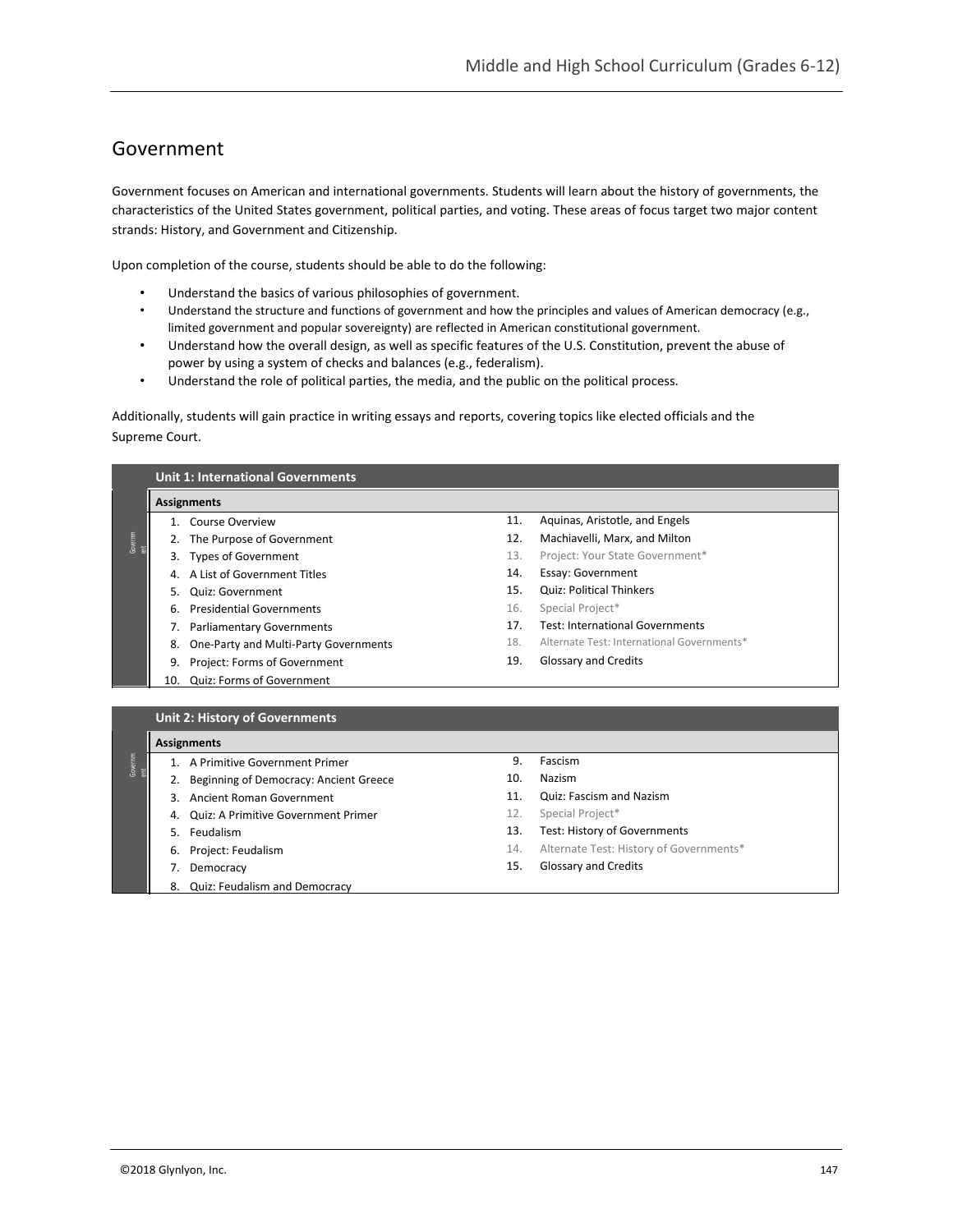## Government

Government focuses on American and international governments. Students will learn about the history of governments, the characteristics of the United States government, political parties, and voting. These areas of focus target two major content strands: History, and Government and Citizenship.

Upon completion of the course, students should be able to do the following:

- Understand the basics of various philosophies of government.
- Understand the structure and functions of government and how the principles and values of American democracy (e.g., limited government and popular sovereignty) are reflected in American constitutional government.
- Understand how the overall design, as well as specific features of the U.S. Constitution, prevent the abuse of power by using a system of checks and balances (e.g., federalism).
- Understand the role of political parties, the media, and the public on the political process.

Additionally, students will gain practice in writing essays and reports, covering topics like elected officials and the Supreme Court.

| **Unit 1: International Governments** | |
|---|---|
| **Assignments** | |
| 1. Course Overview | 11. Aquinas, Aristotle, and Engels |
| 2. The Purpose of Government | 12. Machiavelli, Marx, and Milton |
| 3. Types of Government | 13. Project: Your State Government* |
| 4. A List of Government Titles | 14. Essay: Government |
| 5. Quiz: Government | 15. Quiz: Political Thinkers |
| 6. Presidential Governments | 16. Special Project* |
| 7. Parliamentary Governments | 17. Test: International Governments |
| 8. One-Party and Multi-Party Governments | 18. Alternate Test: International Governments* |
| 9. Project: Forms of Government | 19. Glossary and Credits |
| 10. Quiz: Forms of Government | |

| **Unit 2: History of Governments** | |
|---|---|
| **Assignments** | |
| 1. A Primitive Government Primer | 9. Fascism |
| 2. Beginning of Democracy: Ancient Greece | 10. Nazism |
| 3. Ancient Roman Government | 11. Quiz: Fascism and Nazism |
| 4. Quiz: A Primitive Government Primer | 12. Special Project* |
| 5. Feudalism | 13. Test: History of Governments |
| 6. Project: Feudalism | 14. Alternate Test: History of Governments* |
| 7. Democracy | 15. Glossary and Credits |
| 8. Quiz: Feudalism and Democracy | |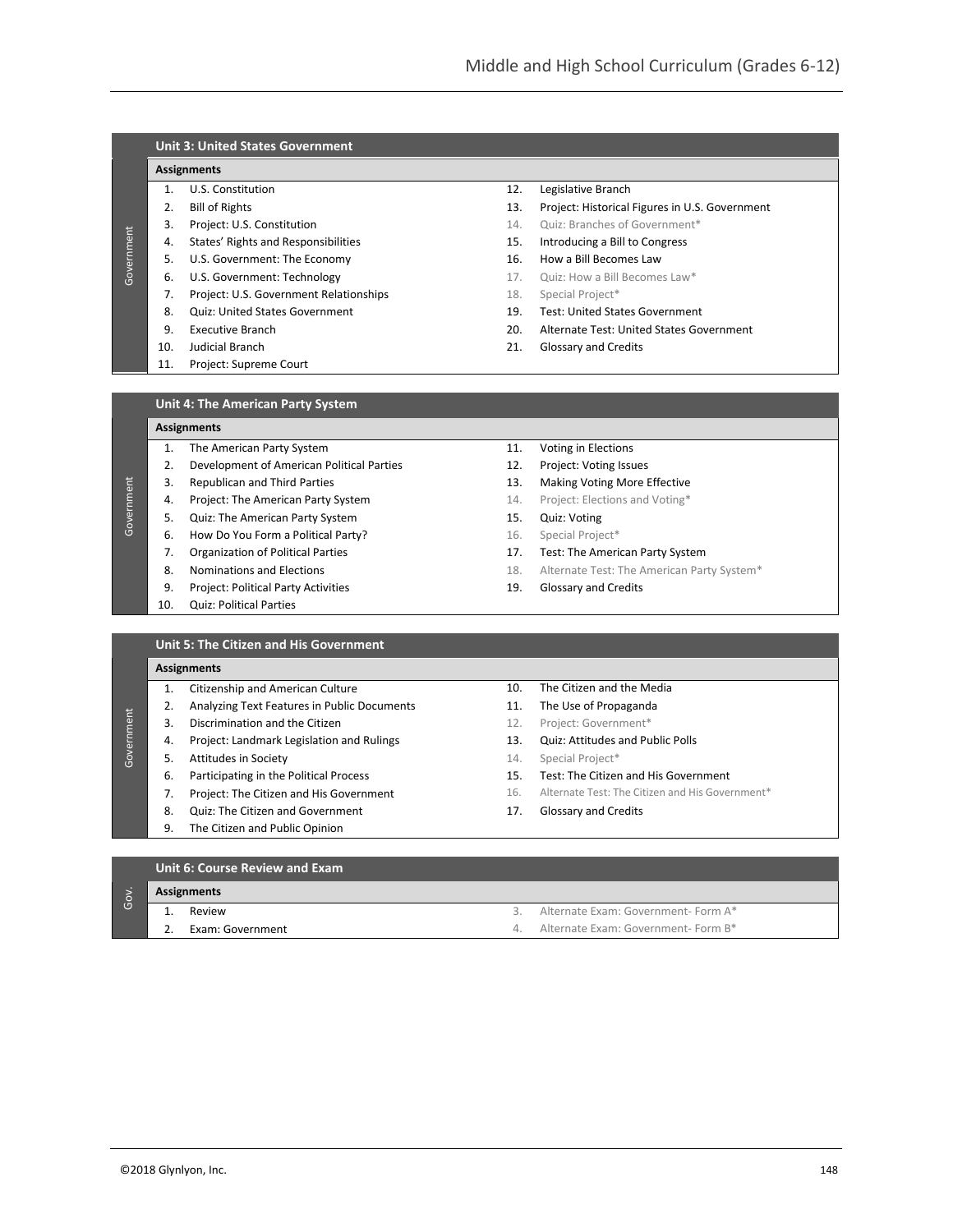## Unit 3: United States Government

Government

**Assignments**

1. U.S. Constitution
2. Bill of Rights
3. Project: U.S. Constitution
4. States' Rights and Responsibilities
5. U.S. Government: The Economy
6. U.S. Government: Technology
7. Project: U.S. Government Relationships
8. Quiz: United States Government
9. Executive Branch
10. Judicial Branch
11. Project: Supreme Court
12. Legislative Branch
13. Project: Historical Figures in U.S. Government
14. Quiz: Branches of Government*
15. Introducing a Bill to Congress
16. How a Bill Becomes Law
17. Quiz: How a Bill Becomes Law*
18. Special Project*
19. Test: United States Government
20. Alternate Test: United States Government
21. Glossary and Credits

## Unit 4: The American Party System

Government

**Assignments**

1. The American Party System
2. Development of American Political Parties
3. Republican and Third Parties
4. Project: The American Party System
5. Quiz: The American Party System
6. How Do You Form a Political Party?
7. Organization of Political Parties
8. Nominations and Elections
9. Project: Political Party Activities
10. Quiz: Political Parties
11. Voting in Elections
12. Project: Voting Issues
13. Making Voting More Effective
14. Project: Elections and Voting*
15. Quiz: Voting
16. Special Project*
17. Test: The American Party System
18. Alternate Test: The American Party System*
19. Glossary and Credits

## Unit 5: The Citizen and His Government

Government

**Assignments**

1. Citizenship and American Culture
2. Analyzing Text Features in Public Documents
3. Discrimination and the Citizen
4. Project: Landmark Legislation and Rulings
5. Attitudes in Society
6. Participating in the Political Process
7. Project: The Citizen and His Government
8. Quiz: The Citizen and Government
9. The Citizen and Public Opinion
10. The Citizen and the Media
11. The Use of Propaganda
12. Project: Government*
13. Quiz: Attitudes and Public Polls
14. Special Project*
15. Test: The Citizen and His Government
16. Alternate Test: The Citizen and His Government*
17. Glossary and Credits

## Unit 6: Course Review and Exam

Gov.

**Assignments**

1. Review
2. Exam: Government
3. Alternate Exam: Government- Form A*
4. Alternate Exam: Government- Form B*